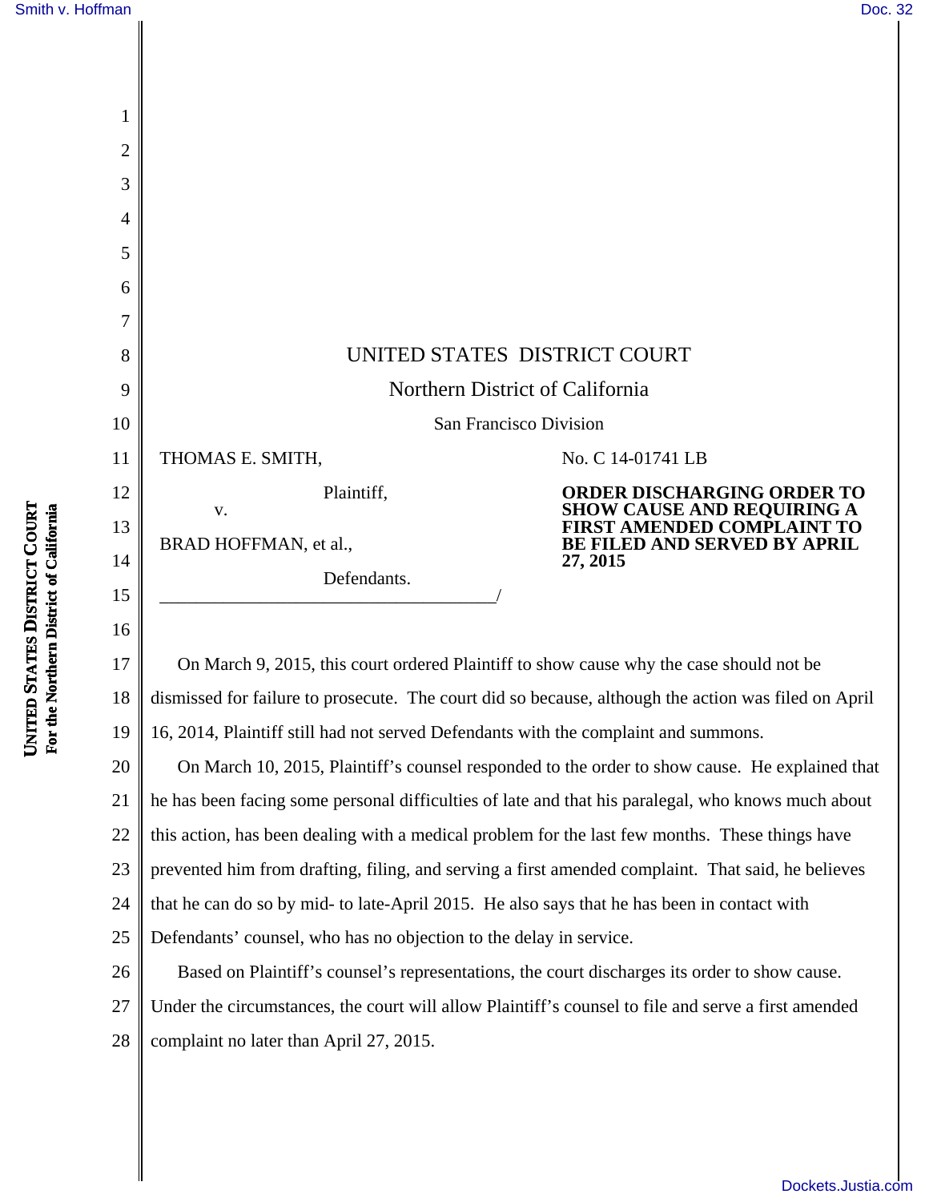UNITED STATES DISTRICT COURT

Northern District of California

San Francisco Division

THOMAS E. SMITH,

Plaintiff,

v.

BRAD HOFFMAN, et al.,

Defendants.

No. C 14-01741 LB

**ORDER DISCHARGING ORDER TO SHOW CAUSE AND REQUIRING A FIRST AMENDED COMPLAINT TO BE FILED AND SERVED BY APRIL 27, 2015**

On March 9, 2015, this court ordered Plaintiff to show cause why the case should not be dismissed for failure to prosecute. The court did so because, although the action was filed on April 16, 2014, Plaintiff still had not served Defendants with the complaint and summons.

On March 10, 2015, Plaintiff's counsel responded to the order to show cause. He explained that he has been facing some personal difficulties of late and that his paralegal, who knows much about this action, has been dealing with a medical problem for the last few months. These things have prevented him from drafting, filing, and serving a first amended complaint. That said, he believes that he can do so by mid- to late-April 2015. He also says that he has been in contact with Defendants' counsel, who has no objection to the delay in service.

Based on Plaintiff's counsel's representations, the court discharges its order to show cause. Under the circumstances, the court will allow Plaintiff's counsel to file and serve a first amended complaint no later than April 27, 2015.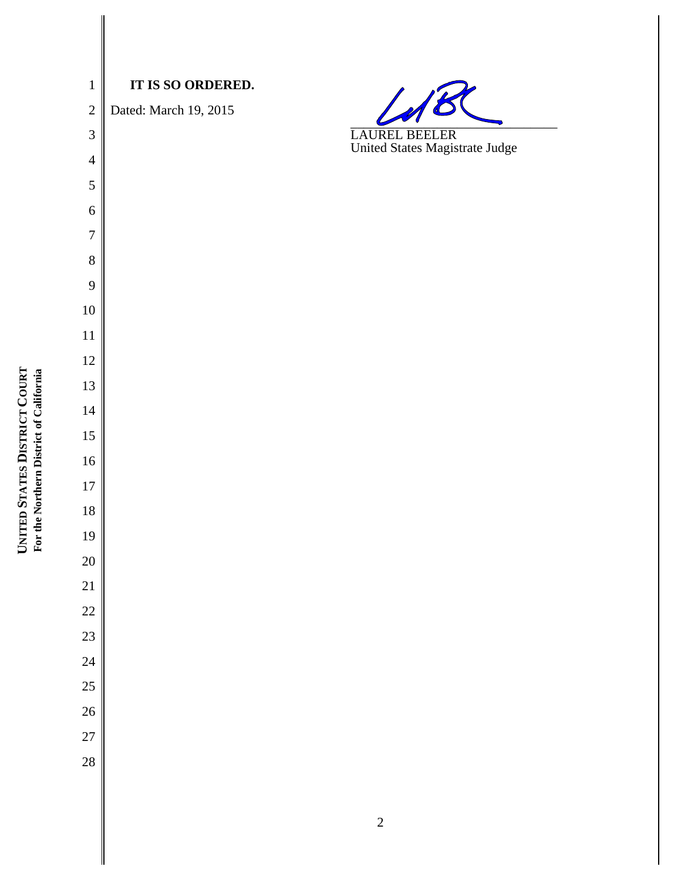**IT IS SO ORDERED.**

Dated: March 19, 2015

LAUREL BEELER
United States Magistrate Judge